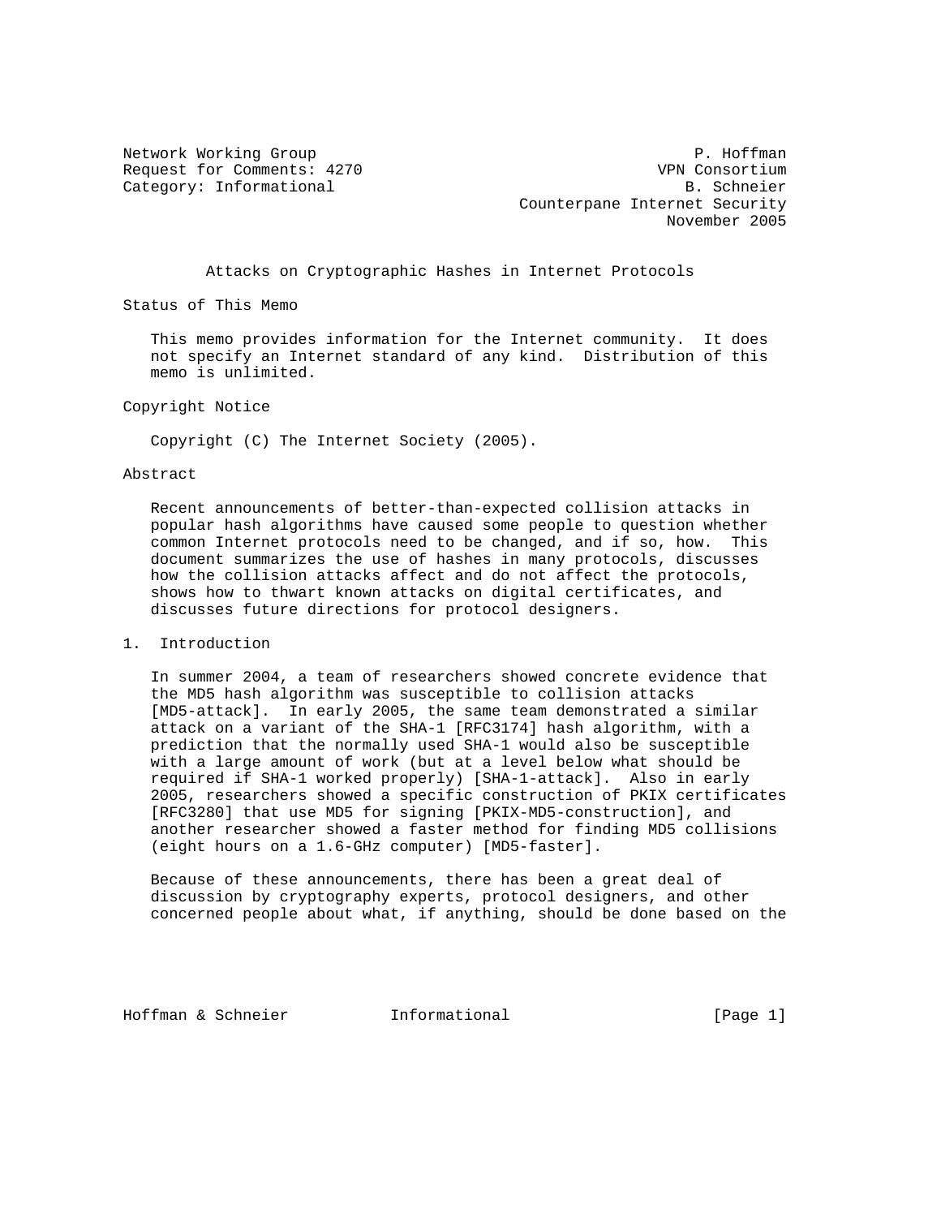Network Working Group P. Hoffman
Request for Comments: 4270 VPN Consortium
Category: Informational B. Schneier
Counterpane Internet Security
November 2005

# Attacks on Cryptographic Hashes in Internet Protocols

## Status of This Memo

This memo provides information for the Internet community. It does not specify an Internet standard of any kind. Distribution of this memo is unlimited.

## Copyright Notice

Copyright (C) The Internet Society (2005).

## Abstract

Recent announcements of better-than-expected collision attacks in popular hash algorithms have caused some people to question whether common Internet protocols need to be changed, and if so, how. This document summarizes the use of hashes in many protocols, discusses how the collision attacks affect and do not affect the protocols, shows how to thwart known attacks on digital certificates, and discusses future directions for protocol designers.

## 1. Introduction

In summer 2004, a team of researchers showed concrete evidence that the MD5 hash algorithm was susceptible to collision attacks [MD5-attack]. In early 2005, the same team demonstrated a similar attack on a variant of the SHA-1 [RFC3174] hash algorithm, with a prediction that the normally used SHA-1 would also be susceptible with a large amount of work (but at a level below what should be required if SHA-1 worked properly) [SHA-1-attack]. Also in early 2005, researchers showed a specific construction of PKIX certificates [RFC3280] that use MD5 for signing [PKIX-MD5-construction], and another researcher showed a faster method for finding MD5 collisions (eight hours on a 1.6-GHz computer) [MD5-faster].

Because of these announcements, there has been a great deal of discussion by cryptography experts, protocol designers, and other concerned people about what, if anything, should be done based on the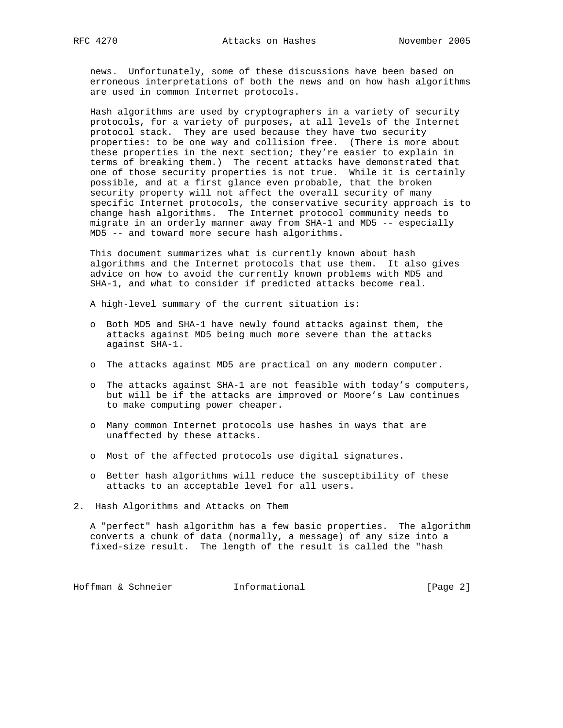news. Unfortunately, some of these discussions have been based on erroneous interpretations of both the news and on how hash algorithms are used in common Internet protocols.

Hash algorithms are used by cryptographers in a variety of security protocols, for a variety of purposes, at all levels of the Internet protocol stack. They are used because they have two security properties: to be one way and collision free. (There is more about these properties in the next section; they're easier to explain in terms of breaking them.) The recent attacks have demonstrated that one of those security properties is not true. While it is certainly possible, and at a first glance even probable, that the broken security property will not affect the overall security of many specific Internet protocols, the conservative security approach is to change hash algorithms. The Internet protocol community needs to migrate in an orderly manner away from SHA-1 and MD5 -- especially MD5 -- and toward more secure hash algorithms.

This document summarizes what is currently known about hash algorithms and the Internet protocols that use them. It also gives advice on how to avoid the currently known problems with MD5 and SHA-1, and what to consider if predicted attacks become real.

A high-level summary of the current situation is:

- Both MD5 and SHA-1 have newly found attacks against them, the attacks against MD5 being much more severe than the attacks against SHA-1.
- The attacks against MD5 are practical on any modern computer.
- The attacks against SHA-1 are not feasible with today's computers, but will be if the attacks are improved or Moore's Law continues to make computing power cheaper.
- Many common Internet protocols use hashes in ways that are unaffected by these attacks.
- Most of the affected protocols use digital signatures.
- Better hash algorithms will reduce the susceptibility of these attacks to an acceptable level for all users.

## 2. Hash Algorithms and Attacks on Them

A "perfect" hash algorithm has a few basic properties. The algorithm converts a chunk of data (normally, a message) of any size into a fixed-size result. The length of the result is called the "hash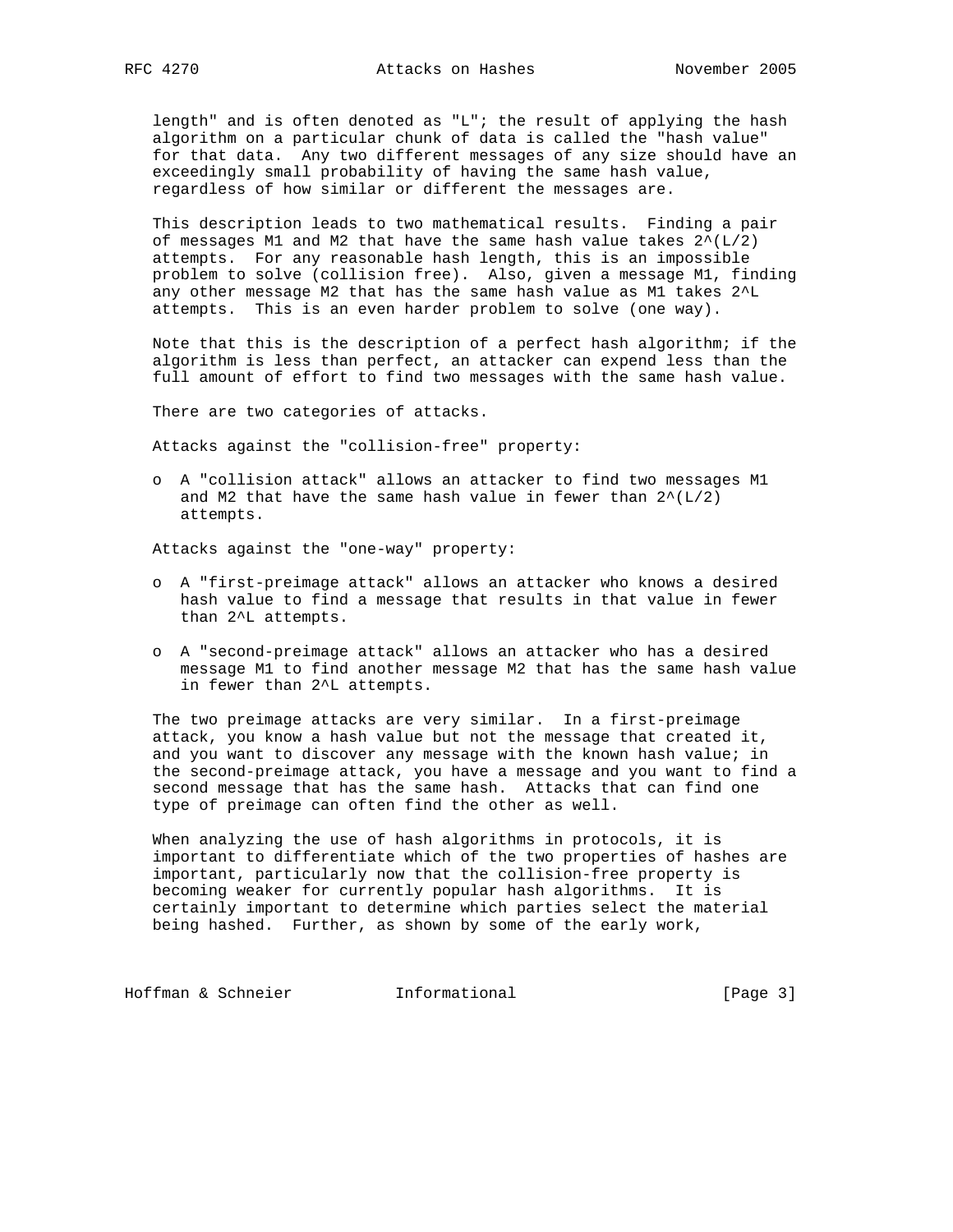length" and is often denoted as "L"; the result of applying the hash algorithm on a particular chunk of data is called the "hash value" for that data. Any two different messages of any size should have an exceedingly small probability of having the same hash value, regardless of how similar or different the messages are.

This description leads to two mathematical results. Finding a pair of messages M1 and M2 that have the same hash value takes $2^{(L/2)}$ attempts. For any reasonable hash length, this is an impossible problem to solve (collision free). Also, given a message M1, finding any other message M2 that has the same hash value as M1 takes $2^L$ attempts. This is an even harder problem to solve (one way).

Note that this is the description of a perfect hash algorithm; if the algorithm is less than perfect, an attacker can expend less than the full amount of effort to find two messages with the same hash value.

There are two categories of attacks.

Attacks against the "collision-free" property:

- A "collision attack" allows an attacker to find two messages M1 and M2 that have the same hash value in fewer than $2^{(L/2)}$ attempts.

Attacks against the "one-way" property:

- A "first-preimage attack" allows an attacker who knows a desired hash value to find a message that results in that value in fewer than $2^L$ attempts.

- A "second-preimage attack" allows an attacker who has a desired message M1 to find another message M2 that has the same hash value in fewer than $2^L$ attempts.

The two preimage attacks are very similar. In a first-preimage attack, you know a hash value but not the message that created it, and you want to discover any message with the known hash value; in the second-preimage attack, you have a message and you want to find a second message that has the same hash. Attacks that can find one type of preimage can often find the other as well.

When analyzing the use of hash algorithms in protocols, it is important to differentiate which of the two properties of hashes are important, particularly now that the collision-free property is becoming weaker for currently popular hash algorithms. It is certainly important to determine which parties select the material being hashed. Further, as shown by some of the early work,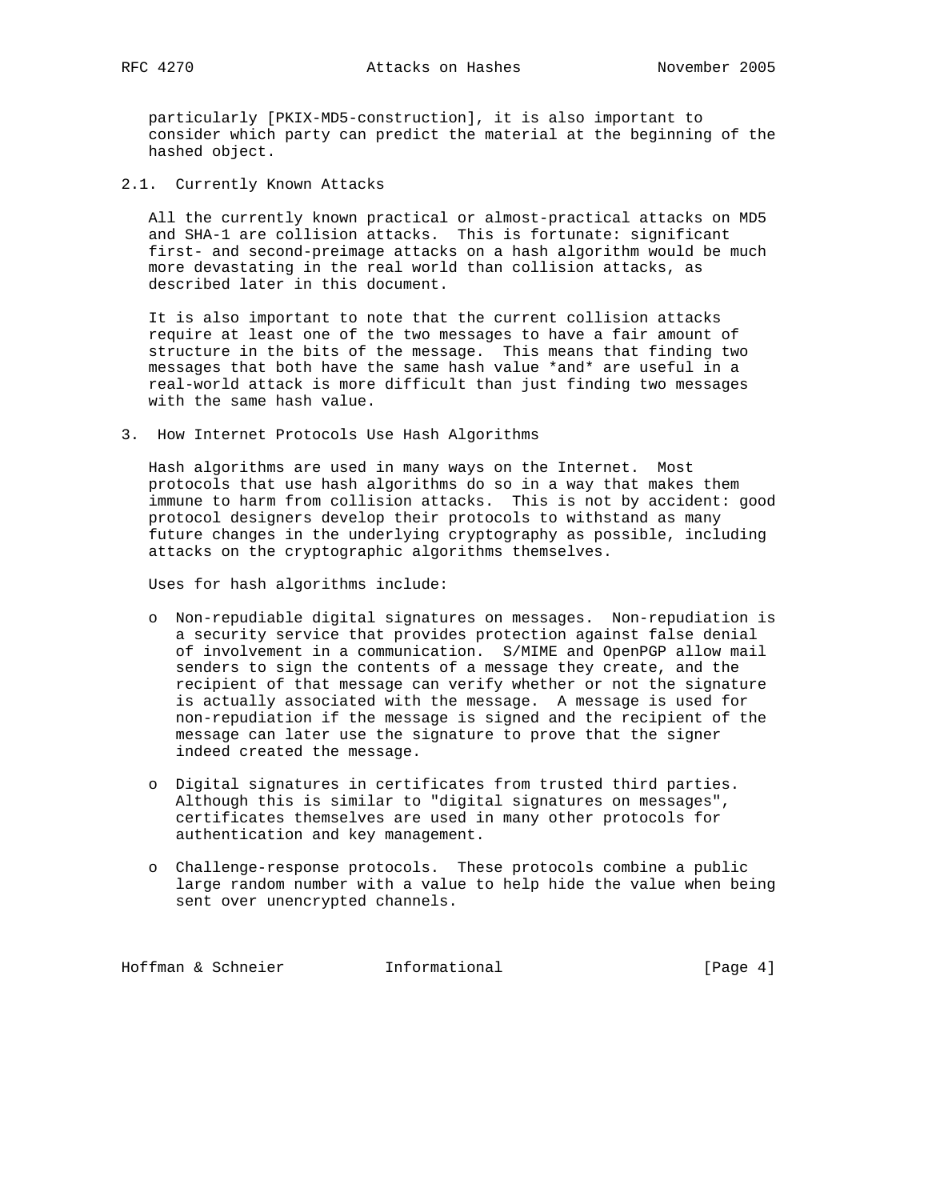particularly [PKIX-MD5-construction], it is also important to consider which party can predict the material at the beginning of the hashed object.

### 2.1. Currently Known Attacks

All the currently known practical or almost-practical attacks on MD5 and SHA-1 are collision attacks. This is fortunate: significant first- and second-preimage attacks on a hash algorithm would be much more devastating in the real world than collision attacks, as described later in this document.

It is also important to note that the current collision attacks require at least one of the two messages to have a fair amount of structure in the bits of the message. This means that finding two messages that both have the same hash value *and* are useful in a real-world attack is more difficult than just finding two messages with the same hash value.

## 3. How Internet Protocols Use Hash Algorithms

Hash algorithms are used in many ways on the Internet. Most protocols that use hash algorithms do so in a way that makes them immune to harm from collision attacks. This is not by accident: good protocol designers develop their protocols to withstand as many future changes in the underlying cryptography as possible, including attacks on the cryptographic algorithms themselves.

Uses for hash algorithms include:

- Non-repudiable digital signatures on messages. Non-repudiation is a security service that provides protection against false denial of involvement in a communication. S/MIME and OpenPGP allow mail senders to sign the contents of a message they create, and the recipient of that message can verify whether or not the signature is actually associated with the message. A message is used for non-repudiation if the message is signed and the recipient of the message can later use the signature to prove that the signer indeed created the message.

- Digital signatures in certificates from trusted third parties. Although this is similar to "digital signatures on messages", certificates themselves are used in many other protocols for authentication and key management.

- Challenge-response protocols. These protocols combine a public large random number with a value to help hide the value when being sent over unencrypted channels.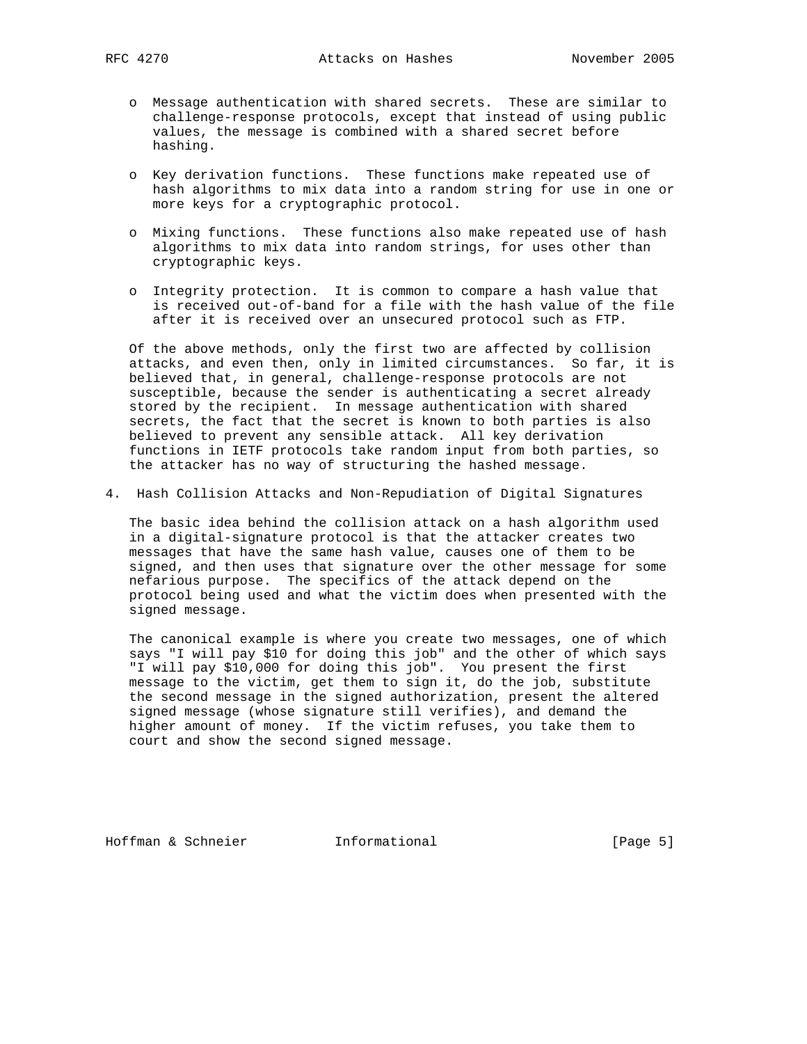- Message authentication with shared secrets. These are similar to challenge-response protocols, except that instead of using public values, the message is combined with a shared secret before hashing.

- Key derivation functions. These functions make repeated use of hash algorithms to mix data into a random string for use in one or more keys for a cryptographic protocol.

- Mixing functions. These functions also make repeated use of hash algorithms to mix data into random strings, for uses other than cryptographic keys.

- Integrity protection. It is common to compare a hash value that is received out-of-band for a file with the hash value of the file after it is received over an unsecured protocol such as FTP.

Of the above methods, only the first two are affected by collision attacks, and even then, only in limited circumstances. So far, it is believed that, in general, challenge-response protocols are not susceptible, because the sender is authenticating a secret already stored by the recipient. In message authentication with shared secrets, the fact that the secret is known to both parties is also believed to prevent any sensible attack. All key derivation functions in IETF protocols take random input from both parties, so the attacker has no way of structuring the hashed message.

## 4. Hash Collision Attacks and Non-Repudiation of Digital Signatures

The basic idea behind the collision attack on a hash algorithm used in a digital-signature protocol is that the attacker creates two messages that have the same hash value, causes one of them to be signed, and then uses that signature over the other message for some nefarious purpose. The specifics of the attack depend on the protocol being used and what the victim does when presented with the signed message.

The canonical example is where you create two messages, one of which says "I will pay $10 for doing this job" and the other of which says "I will pay $10,000 for doing this job". You present the first message to the victim, get them to sign it, do the job, substitute the second message in the signed authorization, present the altered signed message (whose signature still verifies), and demand the higher amount of money. If the victim refuses, you take them to court and show the second signed message.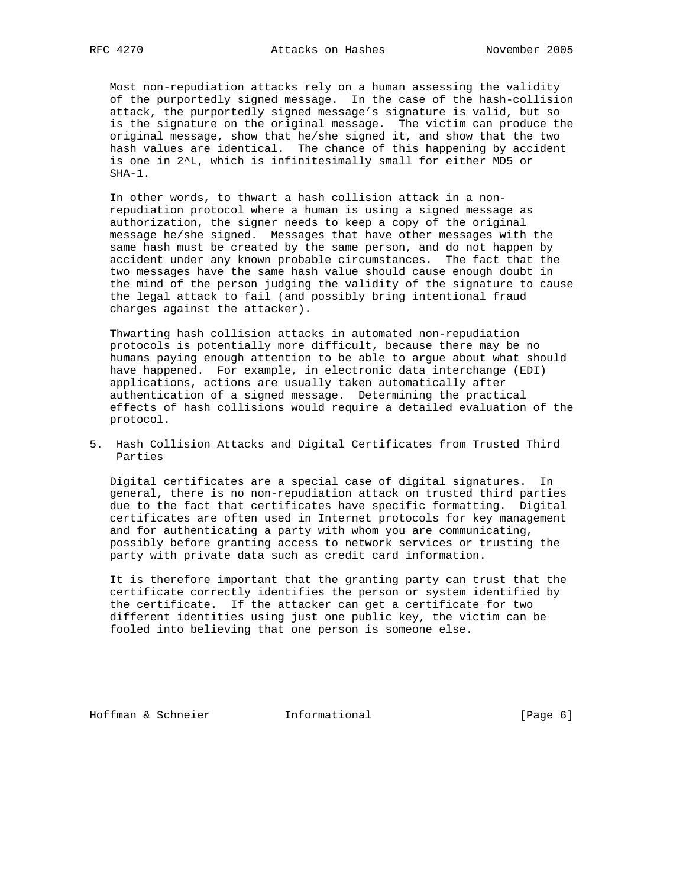Most non-repudiation attacks rely on a human assessing the validity of the purportedly signed message. In the case of the hash-collision attack, the purportedly signed message's signature is valid, but so is the signature on the original message. The victim can produce the original message, show that he/she signed it, and show that the two hash values are identical. The chance of this happening by accident is one in $2^L$, which is infinitesimally small for either MD5 or SHA-1.

In other words, to thwart a hash collision attack in a non-repudiation protocol where a human is using a signed message as authorization, the signer needs to keep a copy of the original message he/she signed. Messages that have other messages with the same hash must be created by the same person, and do not happen by accident under any known probable circumstances. The fact that the two messages have the same hash value should cause enough doubt in the mind of the person judging the validity of the signature to cause the legal attack to fail (and possibly bring intentional fraud charges against the attacker).

Thwarting hash collision attacks in automated non-repudiation protocols is potentially more difficult, because there may be no humans paying enough attention to be able to argue about what should have happened. For example, in electronic data interchange (EDI) applications, actions are usually taken automatically after authentication of a signed message. Determining the practical effects of hash collisions would require a detailed evaluation of the protocol.

## 5. Hash Collision Attacks and Digital Certificates from Trusted Third Parties

Digital certificates are a special case of digital signatures. In general, there is no non-repudiation attack on trusted third parties due to the fact that certificates have specific formatting. Digital certificates are often used in Internet protocols for key management and for authenticating a party with whom you are communicating, possibly before granting access to network services or trusting the party with private data such as credit card information.

It is therefore important that the granting party can trust that the certificate correctly identifies the person or system identified by the certificate. If the attacker can get a certificate for two different identities using just one public key, the victim can be fooled into believing that one person is someone else.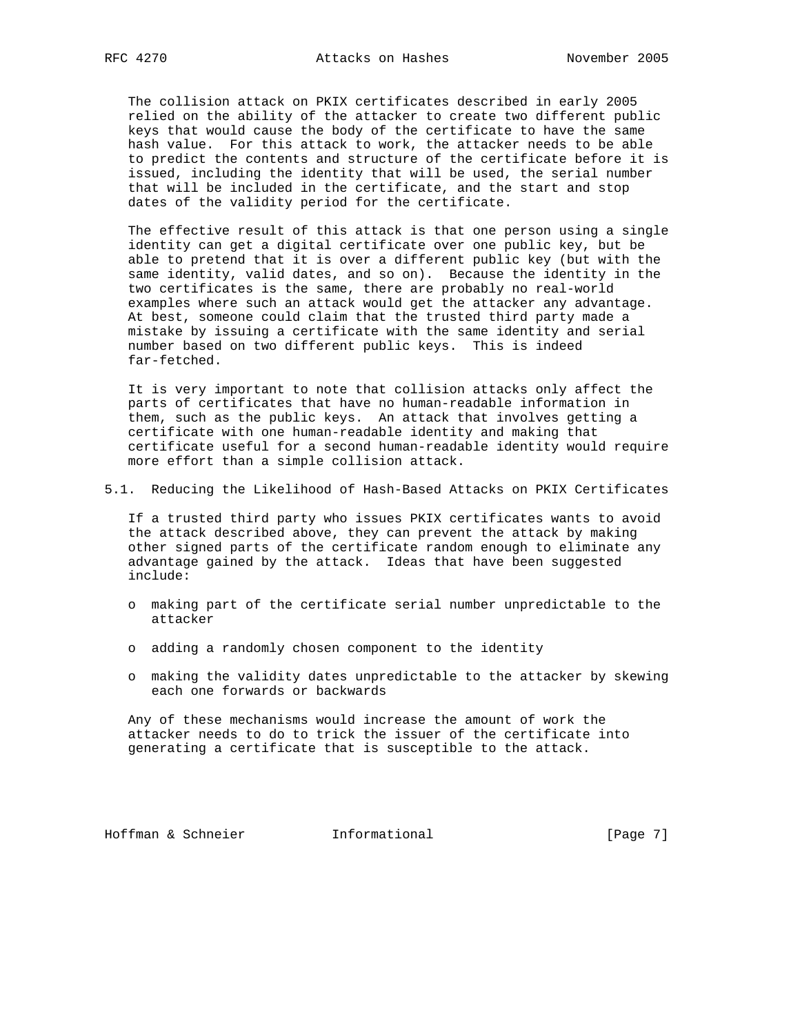The collision attack on PKIX certificates described in early 2005 relied on the ability of the attacker to create two different public keys that would cause the body of the certificate to have the same hash value. For this attack to work, the attacker needs to be able to predict the contents and structure of the certificate before it is issued, including the identity that will be used, the serial number that will be included in the certificate, and the start and stop dates of the validity period for the certificate.

The effective result of this attack is that one person using a single identity can get a digital certificate over one public key, but be able to pretend that it is over a different public key (but with the same identity, valid dates, and so on). Because the identity in the two certificates is the same, there are probably no real-world examples where such an attack would get the attacker any advantage. At best, someone could claim that the trusted third party made a mistake by issuing a certificate with the same identity and serial number based on two different public keys. This is indeed far-fetched.

It is very important to note that collision attacks only affect the parts of certificates that have no human-readable information in them, such as the public keys. An attack that involves getting a certificate with one human-readable identity and making that certificate useful for a second human-readable identity would require more effort than a simple collision attack.

## 5.1. Reducing the Likelihood of Hash-Based Attacks on PKIX Certificates

If a trusted third party who issues PKIX certificates wants to avoid the attack described above, they can prevent the attack by making other signed parts of the certificate random enough to eliminate any advantage gained by the attack. Ideas that have been suggested include:

- making part of the certificate serial number unpredictable to the attacker
- adding a randomly chosen component to the identity
- making the validity dates unpredictable to the attacker by skewing each one forwards or backwards

Any of these mechanisms would increase the amount of work the attacker needs to do to trick the issuer of the certificate into generating a certificate that is susceptible to the attack.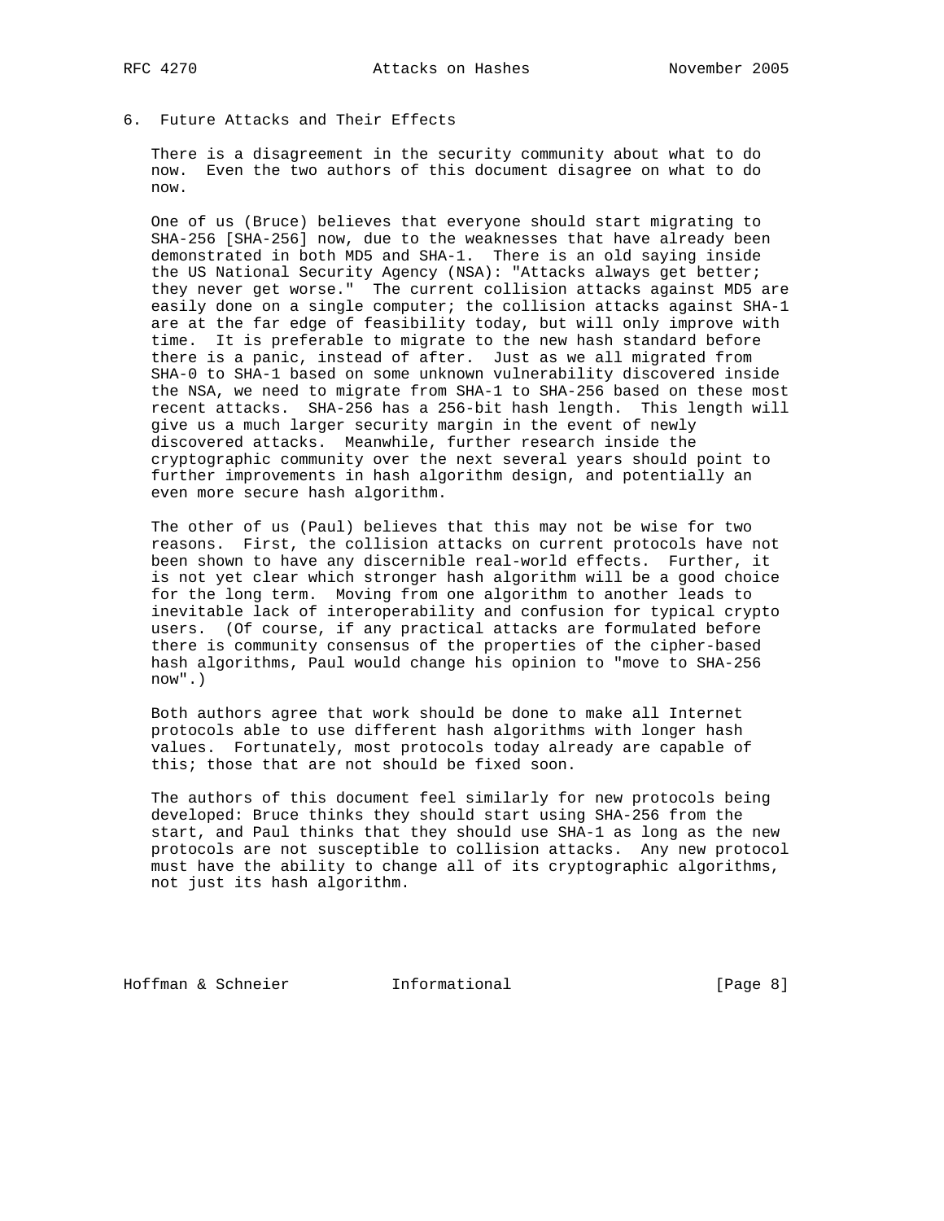## 6. Future Attacks and Their Effects

There is a disagreement in the security community about what to do now. Even the two authors of this document disagree on what to do now.

One of us (Bruce) believes that everyone should start migrating to SHA-256 [SHA-256] now, due to the weaknesses that have already been demonstrated in both MD5 and SHA-1. There is an old saying inside the US National Security Agency (NSA): "Attacks always get better; they never get worse." The current collision attacks against MD5 are easily done on a single computer; the collision attacks against SHA-1 are at the far edge of feasibility today, but will only improve with time. It is preferable to migrate to the new hash standard before there is a panic, instead of after. Just as we all migrated from SHA-0 to SHA-1 based on some unknown vulnerability discovered inside the NSA, we need to migrate from SHA-1 to SHA-256 based on these most recent attacks. SHA-256 has a 256-bit hash length. This length will give us a much larger security margin in the event of newly discovered attacks. Meanwhile, further research inside the cryptographic community over the next several years should point to further improvements in hash algorithm design, and potentially an even more secure hash algorithm.

The other of us (Paul) believes that this may not be wise for two reasons. First, the collision attacks on current protocols have not been shown to have any discernible real-world effects. Further, it is not yet clear which stronger hash algorithm will be a good choice for the long term. Moving from one algorithm to another leads to inevitable lack of interoperability and confusion for typical crypto users. (Of course, if any practical attacks are formulated before there is community consensus of the properties of the cipher-based hash algorithms, Paul would change his opinion to "move to SHA-256 now".)

Both authors agree that work should be done to make all Internet protocols able to use different hash algorithms with longer hash values. Fortunately, most protocols today already are capable of this; those that are not should be fixed soon.

The authors of this document feel similarly for new protocols being developed: Bruce thinks they should start using SHA-256 from the start, and Paul thinks that they should use SHA-1 as long as the new protocols are not susceptible to collision attacks. Any new protocol must have the ability to change all of its cryptographic algorithms, not just its hash algorithm.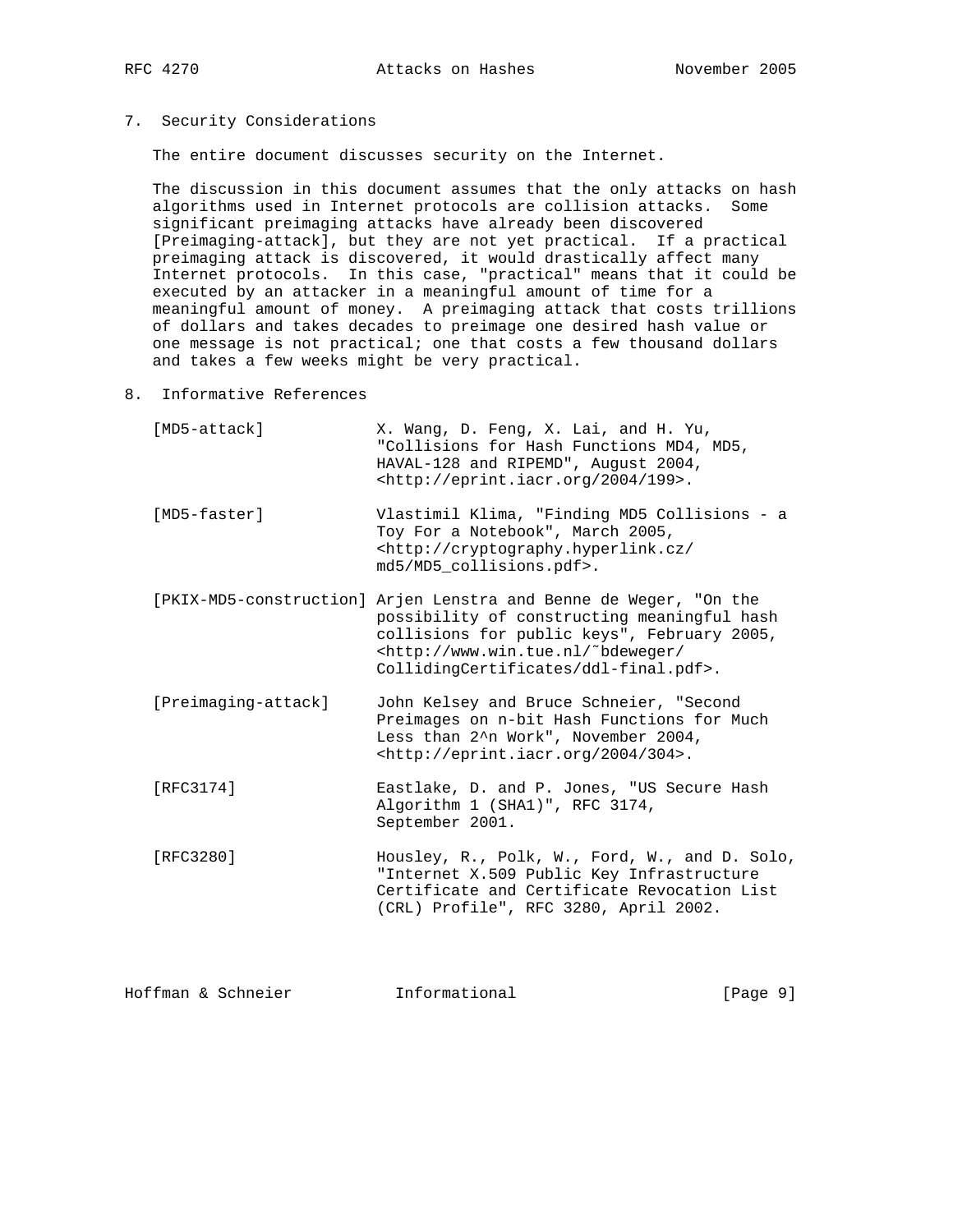## 7. Security Considerations

The entire document discusses security on the Internet.

The discussion in this document assumes that the only attacks on hash algorithms used in Internet protocols are collision attacks. Some significant preimaging attacks have already been discovered [Preimaging-attack], but they are not yet practical. If a practical preimaging attack is discovered, it would drastically affect many Internet protocols. In this case, "practical" means that it could be executed by an attacker in a meaningful amount of time for a meaningful amount of money. A preimaging attack that costs trillions of dollars and takes decades to preimage one desired hash value or one message is not practical; one that costs a few thousand dollars and takes a few weeks might be very practical.

## 8. Informative References

[MD5-attack] X. Wang, D. Feng, X. Lai, and H. Yu, "Collisions for Hash Functions MD4, MD5, HAVAL-128 and RIPEMD", August 2004, <http://eprint.iacr.org/2004/199>.

[MD5-faster] Vlastimil Klima, "Finding MD5 Collisions - a Toy For a Notebook", March 2005, <http://cryptography.hyperlink.cz/md5/MD5_collisions.pdf>.

[PKIX-MD5-construction] Arjen Lenstra and Benne de Weger, "On the possibility of constructing meaningful hash collisions for public keys", February 2005, <http://www.win.tue.nl/~bdeweger/CollidingCertificates/ddl-final.pdf>.

[Preimaging-attack] John Kelsey and Bruce Schneier, "Second Preimages on n-bit Hash Functions for Much Less than 2^n Work", November 2004, <http://eprint.iacr.org/2004/304>.

[RFC3174] Eastlake, D. and P. Jones, "US Secure Hash Algorithm 1 (SHA1)", RFC 3174, September 2001.

[RFC3280] Housley, R., Polk, W., Ford, W., and D. Solo, "Internet X.509 Public Key Infrastructure Certificate and Certificate Revocation List (CRL) Profile", RFC 3280, April 2002.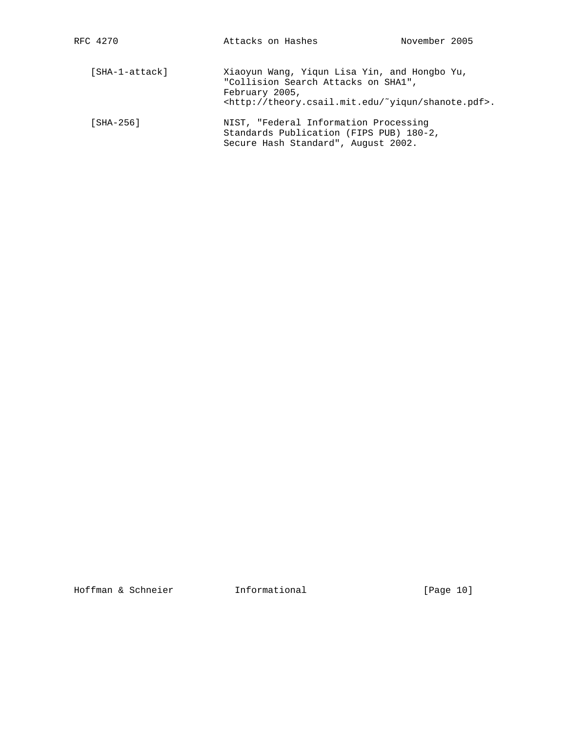[SHA-1-attack] Xiaoyun Wang, Yiqun Lisa Yin, and Hongbo Yu, "Collision Search Attacks on SHA1", February 2005, <http://theory.csail.mit.edu/˜yiqun/shanote.pdf>.

[SHA-256] NIST, "Federal Information Processing Standards Publication (FIPS PUB) 180-2, Secure Hash Standard", August 2002.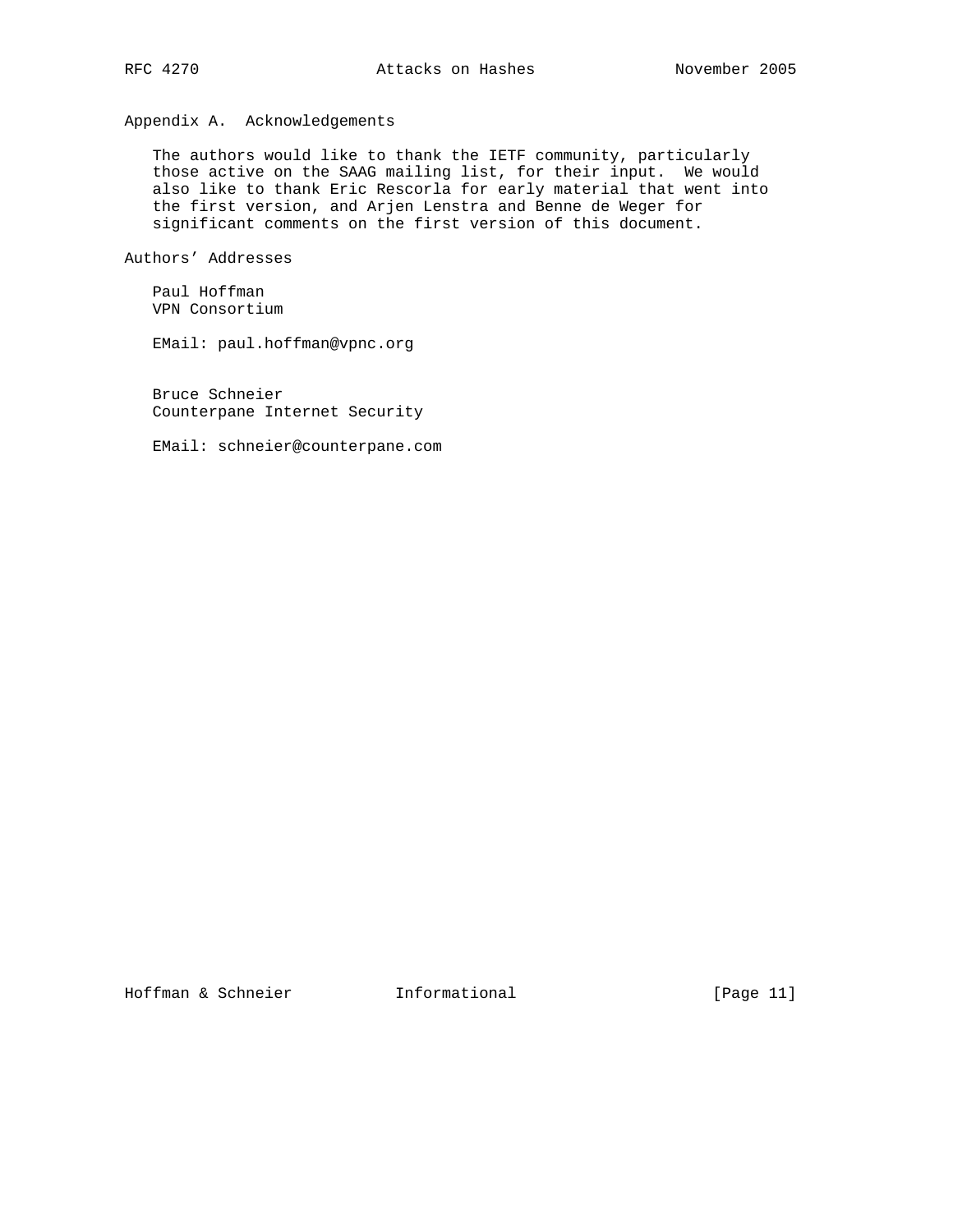## Appendix A.  Acknowledgements

The authors would like to thank the IETF community, particularly those active on the SAAG mailing list, for their input.  We would also like to thank Eric Rescorla for early material that went into the first version, and Arjen Lenstra and Benne de Weger for significant comments on the first version of this document.

## Authors' Addresses

Paul Hoffman
VPN Consortium

EMail: paul.hoffman@vpnc.org

Bruce Schneier
Counterpane Internet Security

EMail: schneier@counterpane.com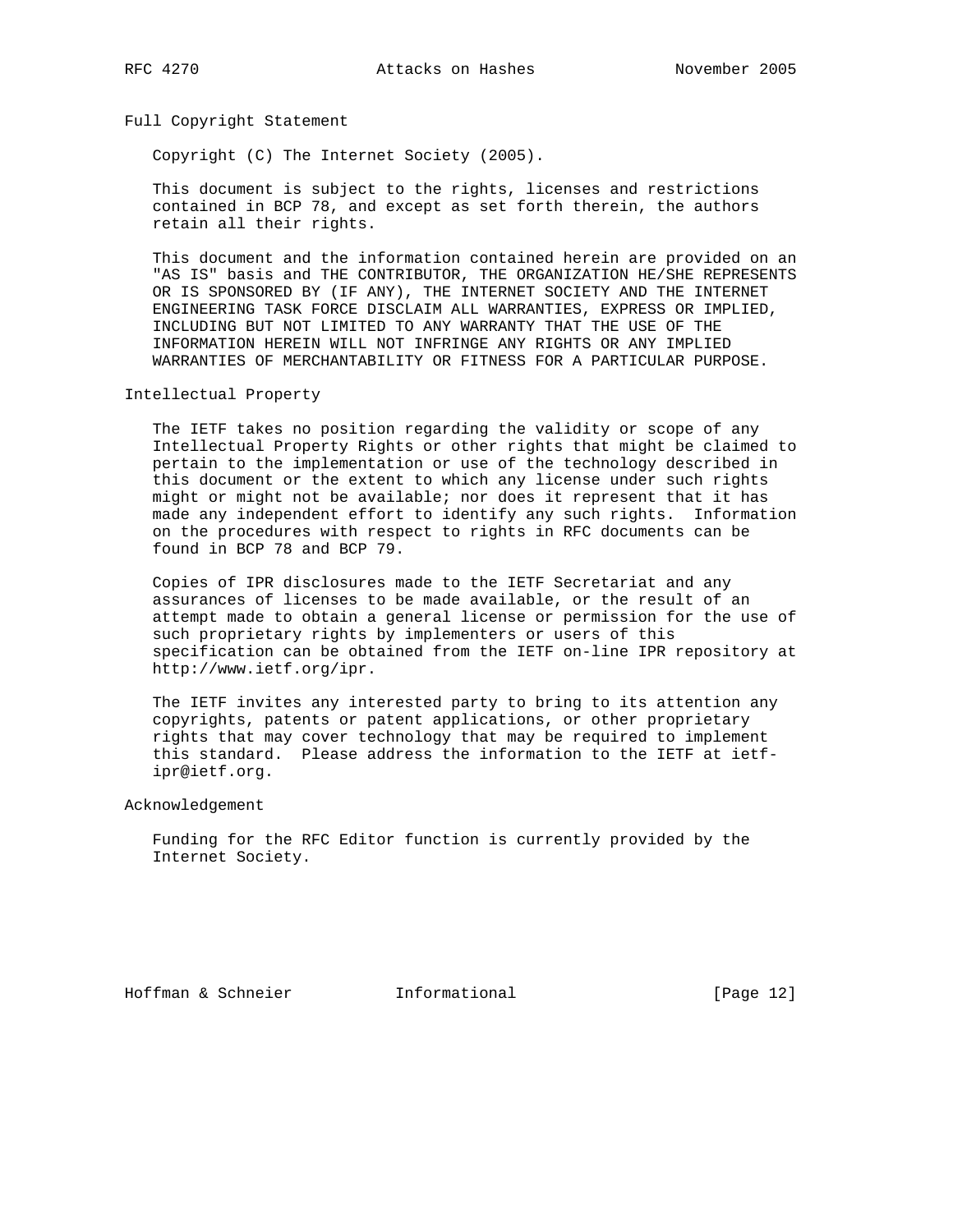## Full Copyright Statement

Copyright (C) The Internet Society (2005).

This document is subject to the rights, licenses and restrictions contained in BCP 78, and except as set forth therein, the authors retain all their rights.

This document and the information contained herein are provided on an "AS IS" basis and THE CONTRIBUTOR, THE ORGANIZATION HE/SHE REPRESENTS OR IS SPONSORED BY (IF ANY), THE INTERNET SOCIETY AND THE INTERNET ENGINEERING TASK FORCE DISCLAIM ALL WARRANTIES, EXPRESS OR IMPLIED, INCLUDING BUT NOT LIMITED TO ANY WARRANTY THAT THE USE OF THE INFORMATION HEREIN WILL NOT INFRINGE ANY RIGHTS OR ANY IMPLIED WARRANTIES OF MERCHANTABILITY OR FITNESS FOR A PARTICULAR PURPOSE.

## Intellectual Property

The IETF takes no position regarding the validity or scope of any Intellectual Property Rights or other rights that might be claimed to pertain to the implementation or use of the technology described in this document or the extent to which any license under such rights might or might not be available; nor does it represent that it has made any independent effort to identify any such rights. Information on the procedures with respect to rights in RFC documents can be found in BCP 78 and BCP 79.

Copies of IPR disclosures made to the IETF Secretariat and any assurances of licenses to be made available, or the result of an attempt made to obtain a general license or permission for the use of such proprietary rights by implementers or users of this specification can be obtained from the IETF on-line IPR repository at http://www.ietf.org/ipr.

The IETF invites any interested party to bring to its attention any copyrights, patents or patent applications, or other proprietary rights that may cover technology that may be required to implement this standard. Please address the information to the IETF at ietf-ipr@ietf.org.

## Acknowledgement

Funding for the RFC Editor function is currently provided by the Internet Society.